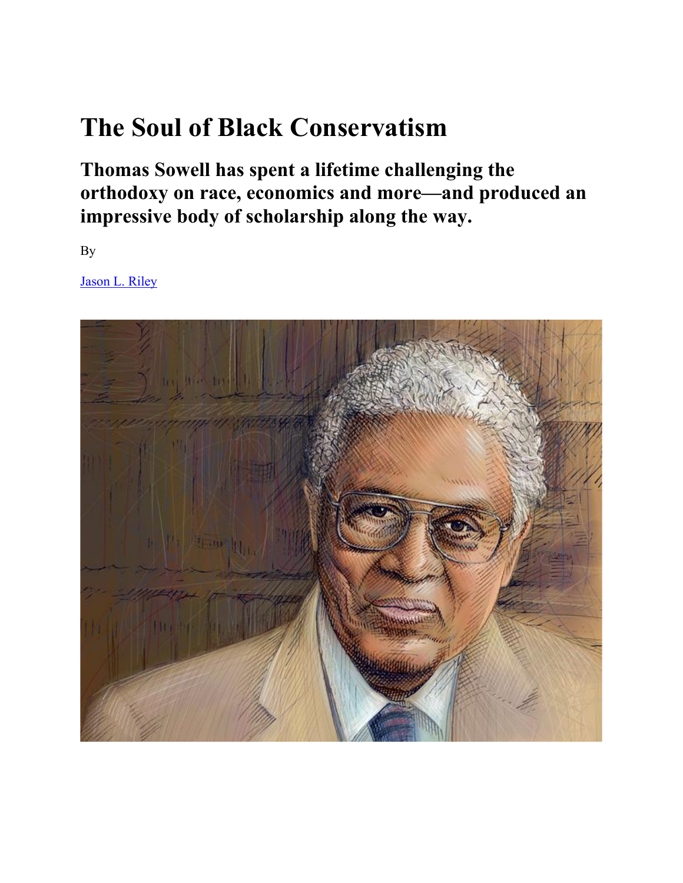# The Soul of Black Conservatism

## Thomas Sowell has spent a lifetime challenging the orthodoxy on race, economics and more—and produced an impressive body of scholarship along the way.

By

[Jason L. Riley]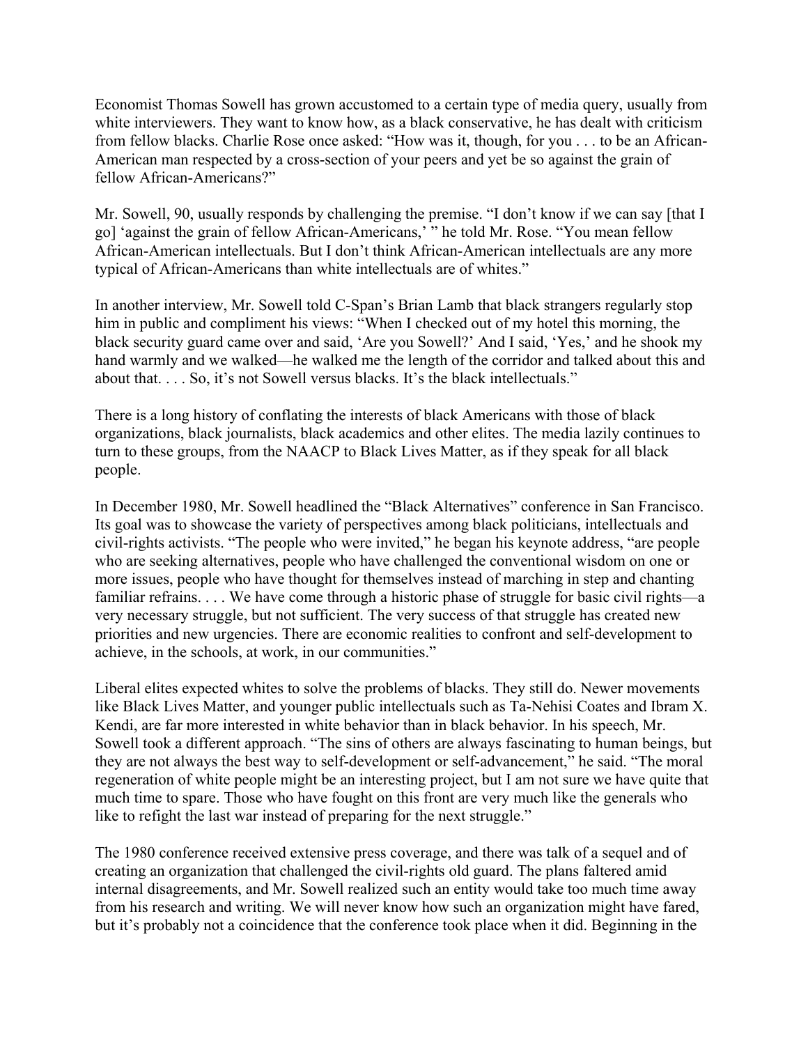Economist Thomas Sowell has grown accustomed to a certain type of media query, usually from white interviewers. They want to know how, as a black conservative, he has dealt with criticism from fellow blacks. Charlie Rose once asked: "How was it, though, for you . . . to be an African-American man respected by a cross-section of your peers and yet be so against the grain of fellow African-Americans?"

Mr. Sowell, 90, usually responds by challenging the premise. "I don't know if we can say [that I go] 'against the grain of fellow African-Americans,' " he told Mr. Rose. "You mean fellow African-American intellectuals. But I don't think African-American intellectuals are any more typical of African-Americans than white intellectuals are of whites."

In another interview, Mr. Sowell told C-Span's Brian Lamb that black strangers regularly stop him in public and compliment his views: "When I checked out of my hotel this morning, the black security guard came over and said, 'Are you Sowell?' And I said, 'Yes,' and he shook my hand warmly and we walked—he walked me the length of the corridor and talked about this and about that. . . . So, it's not Sowell versus blacks. It's the black intellectuals."

There is a long history of conflating the interests of black Americans with those of black organizations, black journalists, black academics and other elites. The media lazily continues to turn to these groups, from the NAACP to Black Lives Matter, as if they speak for all black people.

In December 1980, Mr. Sowell headlined the "Black Alternatives" conference in San Francisco. Its goal was to showcase the variety of perspectives among black politicians, intellectuals and civil-rights activists. "The people who were invited," he began his keynote address, "are people who are seeking alternatives, people who have challenged the conventional wisdom on one or more issues, people who have thought for themselves instead of marching in step and chanting familiar refrains. . . . We have come through a historic phase of struggle for basic civil rights—a very necessary struggle, but not sufficient. The very success of that struggle has created new priorities and new urgencies. There are economic realities to confront and self-development to achieve, in the schools, at work, in our communities."

Liberal elites expected whites to solve the problems of blacks. They still do. Newer movements like Black Lives Matter, and younger public intellectuals such as Ta-Nehisi Coates and Ibram X. Kendi, are far more interested in white behavior than in black behavior. In his speech, Mr. Sowell took a different approach. "The sins of others are always fascinating to human beings, but they are not always the best way to self-development or self-advancement," he said. "The moral regeneration of white people might be an interesting project, but I am not sure we have quite that much time to spare. Those who have fought on this front are very much like the generals who like to refight the last war instead of preparing for the next struggle."

The 1980 conference received extensive press coverage, and there was talk of a sequel and of creating an organization that challenged the civil-rights old guard. The plans faltered amid internal disagreements, and Mr. Sowell realized such an entity would take too much time away from his research and writing. We will never know how such an organization might have fared, but it's probably not a coincidence that the conference took place when it did. Beginning in the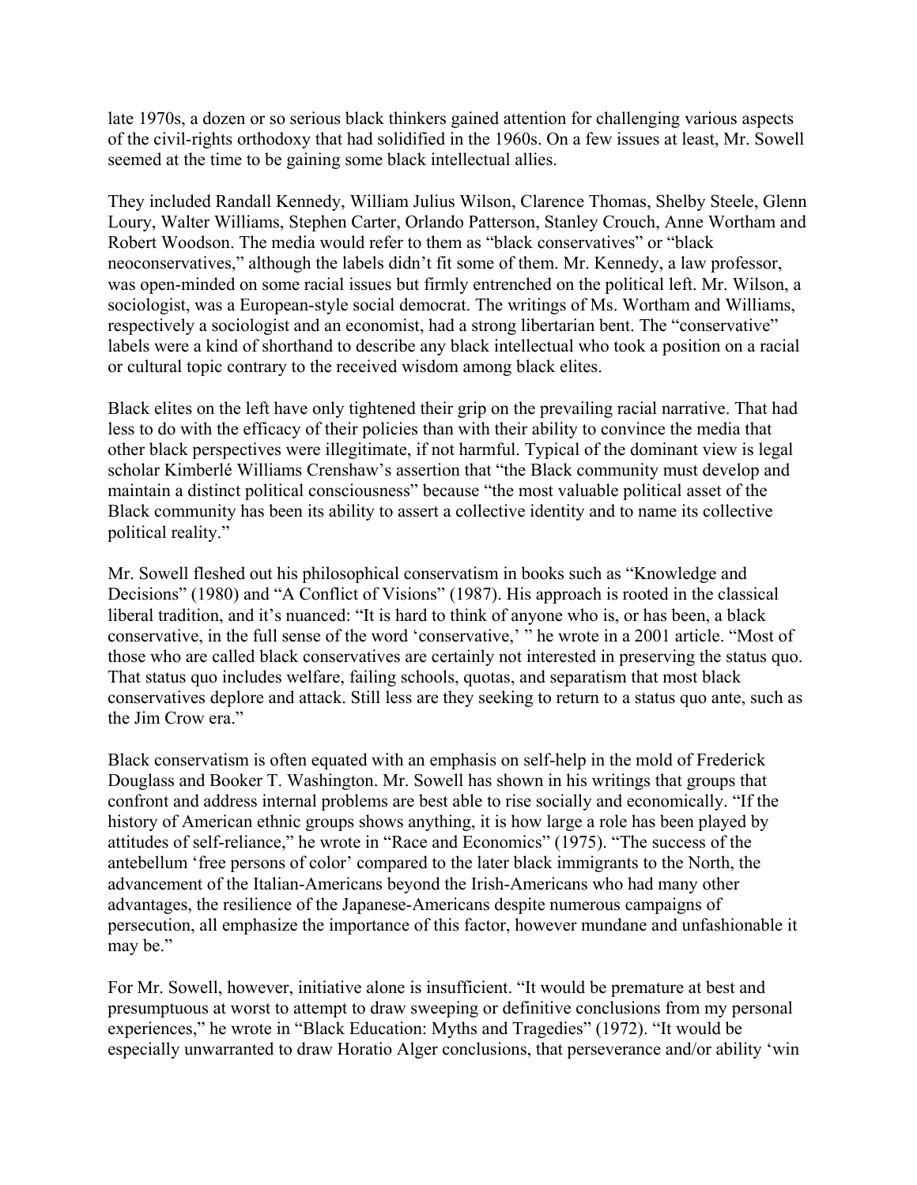late 1970s, a dozen or so serious black thinkers gained attention for challenging various aspects of the civil-rights orthodoxy that had solidified in the 1960s. On a few issues at least, Mr. Sowell seemed at the time to be gaining some black intellectual allies.

They included Randall Kennedy, William Julius Wilson, Clarence Thomas, Shelby Steele, Glenn Loury, Walter Williams, Stephen Carter, Orlando Patterson, Stanley Crouch, Anne Wortham and Robert Woodson. The media would refer to them as "black conservatives" or "black neoconservatives," although the labels didn't fit some of them. Mr. Kennedy, a law professor, was open-minded on some racial issues but firmly entrenched on the political left. Mr. Wilson, a sociologist, was a European-style social democrat. The writings of Ms. Wortham and Williams, respectively a sociologist and an economist, had a strong libertarian bent. The "conservative" labels were a kind of shorthand to describe any black intellectual who took a position on a racial or cultural topic contrary to the received wisdom among black elites.

Black elites on the left have only tightened their grip on the prevailing racial narrative. That had less to do with the efficacy of their policies than with their ability to convince the media that other black perspectives were illegitimate, if not harmful. Typical of the dominant view is legal scholar Kimberlé Williams Crenshaw's assertion that "the Black community must develop and maintain a distinct political consciousness" because "the most valuable political asset of the Black community has been its ability to assert a collective identity and to name its collective political reality."

Mr. Sowell fleshed out his philosophical conservatism in books such as "Knowledge and Decisions" (1980) and "A Conflict of Visions" (1987). His approach is rooted in the classical liberal tradition, and it's nuanced: "It is hard to think of anyone who is, or has been, a black conservative, in the full sense of the word 'conservative,' " he wrote in a 2001 article. "Most of those who are called black conservatives are certainly not interested in preserving the status quo. That status quo includes welfare, failing schools, quotas, and separatism that most black conservatives deplore and attack. Still less are they seeking to return to a status quo ante, such as the Jim Crow era."

Black conservatism is often equated with an emphasis on self-help in the mold of Frederick Douglass and Booker T. Washington. Mr. Sowell has shown in his writings that groups that confront and address internal problems are best able to rise socially and economically. "If the history of American ethnic groups shows anything, it is how large a role has been played by attitudes of self-reliance," he wrote in "Race and Economics" (1975). "The success of the antebellum 'free persons of color' compared to the later black immigrants to the North, the advancement of the Italian-Americans beyond the Irish-Americans who had many other advantages, the resilience of the Japanese-Americans despite numerous campaigns of persecution, all emphasize the importance of this factor, however mundane and unfashionable it may be."

For Mr. Sowell, however, initiative alone is insufficient. "It would be premature at best and presumptuous at worst to attempt to draw sweeping or definitive conclusions from my personal experiences," he wrote in "Black Education: Myths and Tragedies" (1972). "It would be especially unwarranted to draw Horatio Alger conclusions, that perseverance and/or ability 'win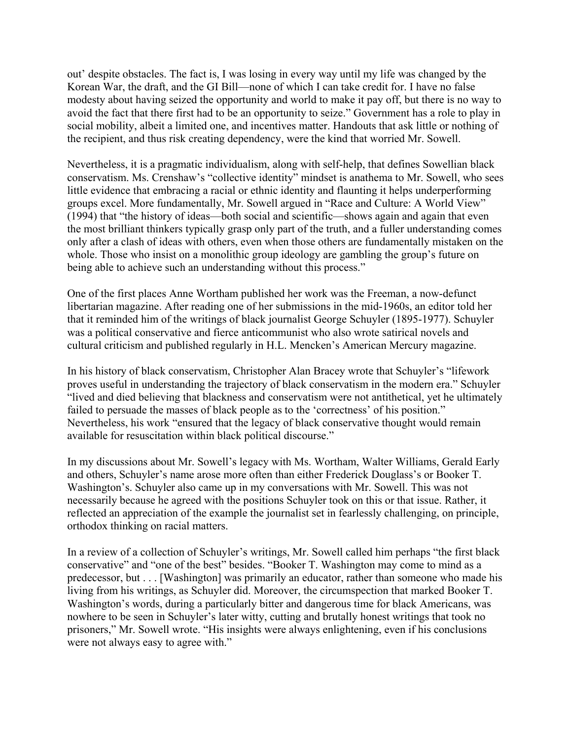out' despite obstacles. The fact is, I was losing in every way until my life was changed by the Korean War, the draft, and the GI Bill—none of which I can take credit for. I have no false modesty about having seized the opportunity and world to make it pay off, but there is no way to avoid the fact that there first had to be an opportunity to seize." Government has a role to play in social mobility, albeit a limited one, and incentives matter. Handouts that ask little or nothing of the recipient, and thus risk creating dependency, were the kind that worried Mr. Sowell.

Nevertheless, it is a pragmatic individualism, along with self-help, that defines Sowellian black conservatism. Ms. Crenshaw's "collective identity" mindset is anathema to Mr. Sowell, who sees little evidence that embracing a racial or ethnic identity and flaunting it helps underperforming groups excel. More fundamentally, Mr. Sowell argued in "Race and Culture: A World View" (1994) that "the history of ideas—both social and scientific—shows again and again that even the most brilliant thinkers typically grasp only part of the truth, and a fuller understanding comes only after a clash of ideas with others, even when those others are fundamentally mistaken on the whole. Those who insist on a monolithic group ideology are gambling the group's future on being able to achieve such an understanding without this process."

One of the first places Anne Wortham published her work was the Freeman, a now-defunct libertarian magazine. After reading one of her submissions in the mid-1960s, an editor told her that it reminded him of the writings of black journalist George Schuyler (1895-1977). Schuyler was a political conservative and fierce anticommunist who also wrote satirical novels and cultural criticism and published regularly in H.L. Mencken's American Mercury magazine.

In his history of black conservatism, Christopher Alan Bracey wrote that Schuyler's "lifework proves useful in understanding the trajectory of black conservatism in the modern era." Schuyler "lived and died believing that blackness and conservatism were not antithetical, yet he ultimately failed to persuade the masses of black people as to the 'correctness' of his position." Nevertheless, his work "ensured that the legacy of black conservative thought would remain available for resuscitation within black political discourse."

In my discussions about Mr. Sowell's legacy with Ms. Wortham, Walter Williams, Gerald Early and others, Schuyler's name arose more often than either Frederick Douglass's or Booker T. Washington's. Schuyler also came up in my conversations with Mr. Sowell. This was not necessarily because he agreed with the positions Schuyler took on this or that issue. Rather, it reflected an appreciation of the example the journalist set in fearlessly challenging, on principle, orthodox thinking on racial matters.

In a review of a collection of Schuyler's writings, Mr. Sowell called him perhaps "the first black conservative" and "one of the best" besides. "Booker T. Washington may come to mind as a predecessor, but . . . [Washington] was primarily an educator, rather than someone who made his living from his writings, as Schuyler did. Moreover, the circumspection that marked Booker T. Washington's words, during a particularly bitter and dangerous time for black Americans, was nowhere to be seen in Schuyler's later witty, cutting and brutally honest writings that took no prisoners," Mr. Sowell wrote. "His insights were always enlightening, even if his conclusions were not always easy to agree with."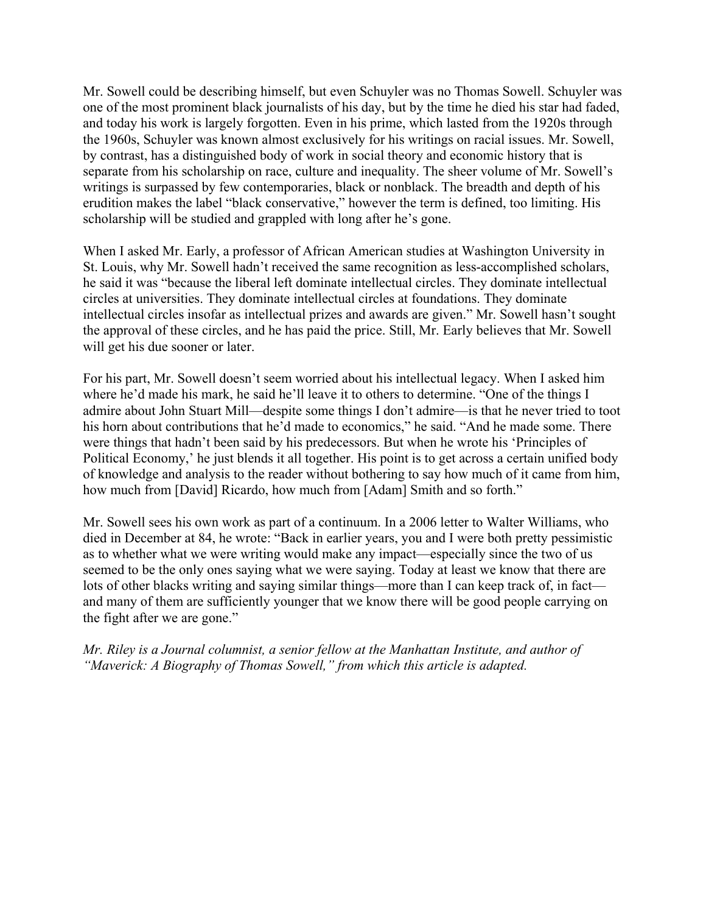Mr. Sowell could be describing himself, but even Schuyler was no Thomas Sowell. Schuyler was one of the most prominent black journalists of his day, but by the time he died his star had faded, and today his work is largely forgotten. Even in his prime, which lasted from the 1920s through the 1960s, Schuyler was known almost exclusively for his writings on racial issues. Mr. Sowell, by contrast, has a distinguished body of work in social theory and economic history that is separate from his scholarship on race, culture and inequality. The sheer volume of Mr. Sowell's writings is surpassed by few contemporaries, black or nonblack. The breadth and depth of his erudition makes the label "black conservative," however the term is defined, too limiting. His scholarship will be studied and grappled with long after he's gone.

When I asked Mr. Early, a professor of African American studies at Washington University in St. Louis, why Mr. Sowell hadn't received the same recognition as less-accomplished scholars, he said it was "because the liberal left dominate intellectual circles. They dominate intellectual circles at universities. They dominate intellectual circles at foundations. They dominate intellectual circles insofar as intellectual prizes and awards are given." Mr. Sowell hasn't sought the approval of these circles, and he has paid the price. Still, Mr. Early believes that Mr. Sowell will get his due sooner or later.

For his part, Mr. Sowell doesn't seem worried about his intellectual legacy. When I asked him where he'd made his mark, he said he'll leave it to others to determine. "One of the things I admire about John Stuart Mill—despite some things I don't admire—is that he never tried to toot his horn about contributions that he'd made to economics," he said. "And he made some. There were things that hadn't been said by his predecessors. But when he wrote his 'Principles of Political Economy,' he just blends it all together. His point is to get across a certain unified body of knowledge and analysis to the reader without bothering to say how much of it came from him, how much from [David] Ricardo, how much from [Adam] Smith and so forth."

Mr. Sowell sees his own work as part of a continuum. In a 2006 letter to Walter Williams, who died in December at 84, he wrote: "Back in earlier years, you and I were both pretty pessimistic as to whether what we were writing would make any impact—especially since the two of us seemed to be the only ones saying what we were saying. Today at least we know that there are lots of other blacks writing and saying similar things—more than I can keep track of, in fact—and many of them are sufficiently younger that we know there will be good people carrying on the fight after we are gone."

*Mr. Riley is a Journal columnist, a senior fellow at the Manhattan Institute, and author of "Maverick: A Biography of Thomas Sowell," from which this article is adapted.*